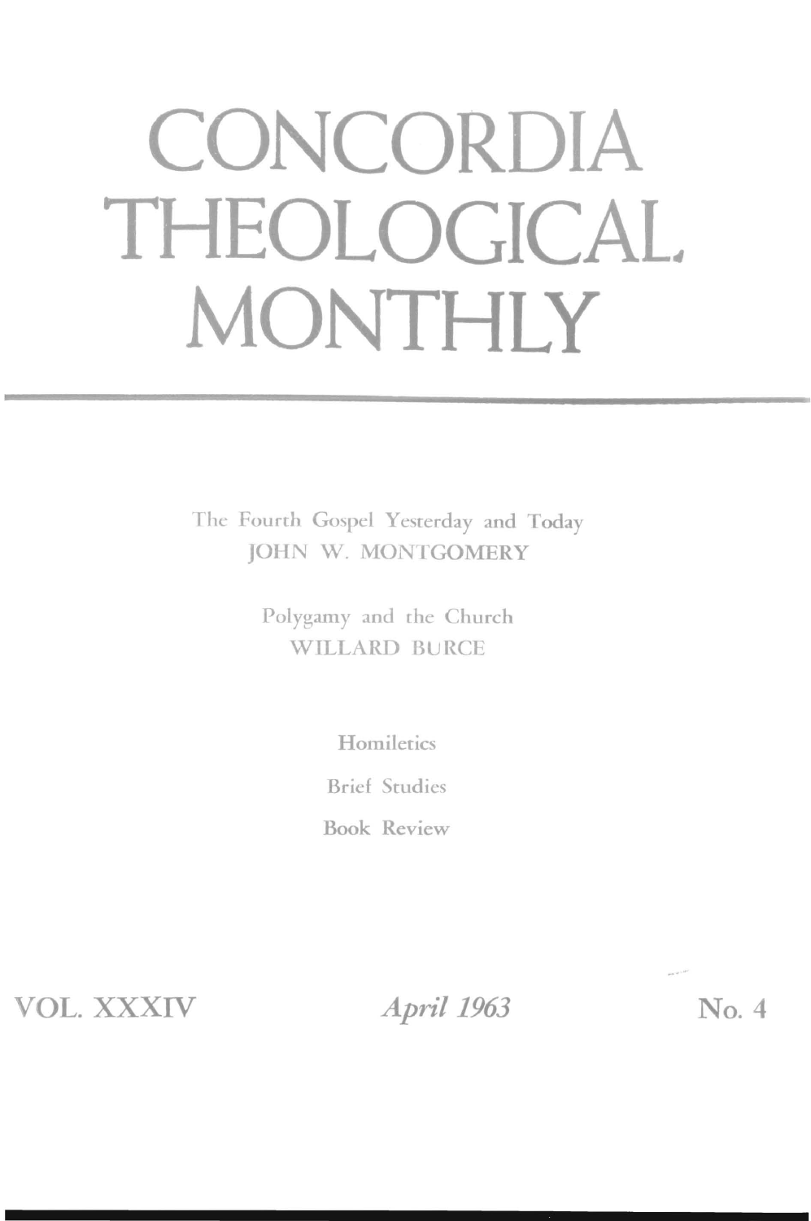# CONCORDIA THEOLOGICAL MONTHLY

The Fourth Gospel Yesterday and Today
JOHN W. MONTGOMERY

Polygamy and the Church
WILLARD BURCE

Homiletics

Brief Studies

Book Review

VOL. XXXIV *April 1963* No. 4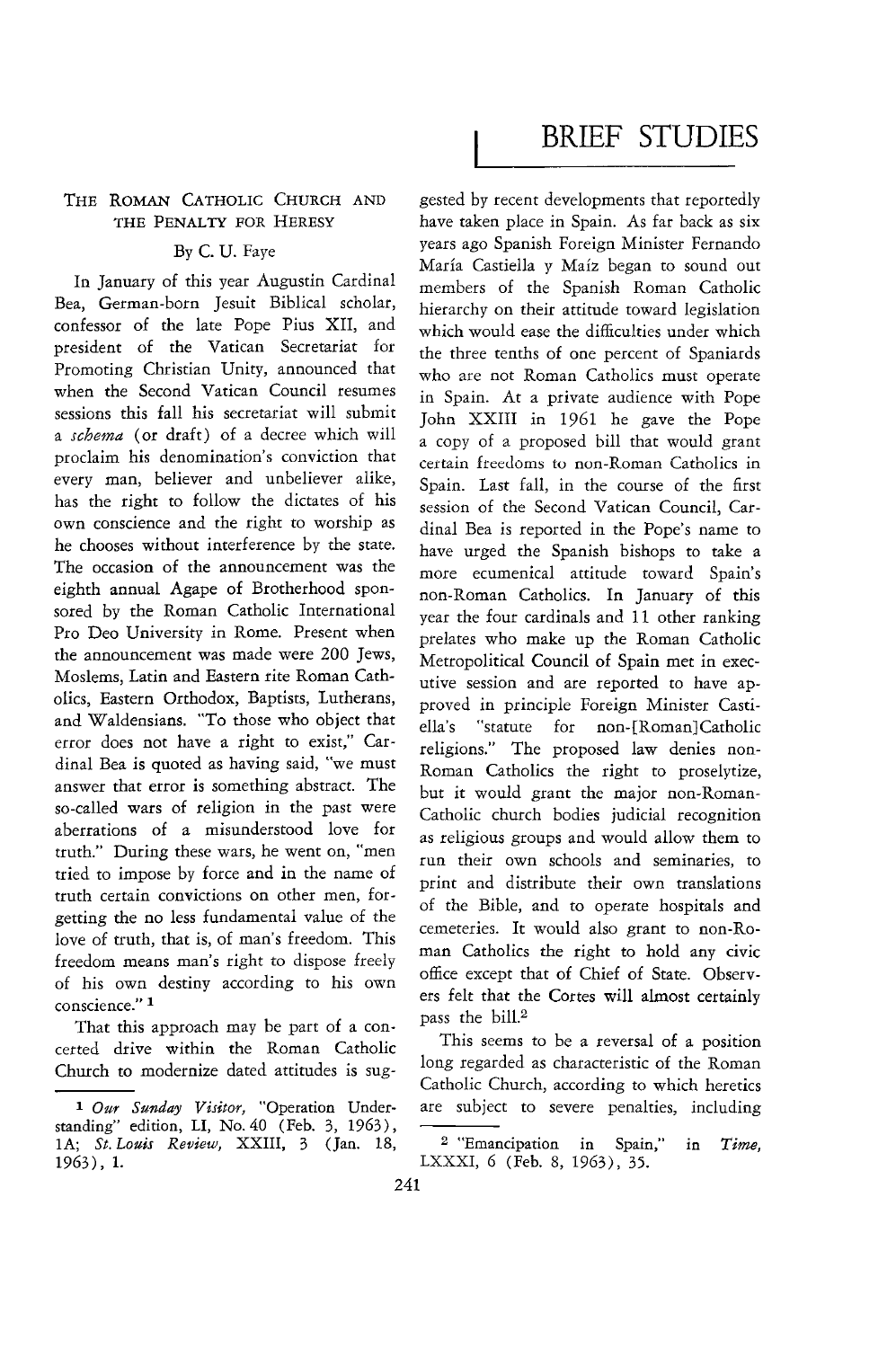# BRIEF STUDIES

## THE ROMAN CATHOLIC CHURCH AND THE PENALTY FOR HERESY

By C. U. Faye

In January of this year Augustin Cardinal Bea, German-born Jesuit Biblical scholar, confessor of the late Pope Pius XII, and president of the Vatican Secretariat for Promoting Christian Unity, announced that when the Second Vatican Council resumes sessions this fall his secretariat will submit a *schema* (or draft) of a decree which will proclaim his denomination's conviction that every man, believer and unbeliever alike, has the right to follow the dictates of his own conscience and the right to worship as he chooses without interference by the state. The occasion of the announcement was the eighth annual Agape of Brotherhood sponsored by the Roman Catholic International Pro Deo University in Rome. Present when the announcement was made were 200 Jews, Moslems, Latin and Eastern rite Roman Catholics, Eastern Orthodox, Baptists, Lutherans, and Waldensians. "To those who object that error does not have a right to exist," Cardinal Bea is quoted as having said, "we must answer that error is something abstract. The so-called wars of religion in the past were aberrations of a misunderstood love for truth." During these wars, he went on, "men tried to impose by force and in the name of truth certain convictions on other men, forgetting the no less fundamental value of the love of truth, that is, of man's freedom. This freedom means man's right to dispose freely of his own destiny according to his own conscience."[1]

That this approach may be part of a concerted drive within the Roman Catholic Church to modernize dated attitudes is suggested by recent developments that reportedly have taken place in Spain. As far back as six years ago Spanish Foreign Minister Fernando María Castiella y Maíz began to sound out members of the Spanish Roman Catholic hierarchy on their attitude toward legislation which would ease the difficulties under which the three tenths of one percent of Spaniards who are not Roman Catholics must operate in Spain. At a private audience with Pope John XXIII in 1961 he gave the Pope a copy of a proposed bill that would grant certain freedoms to non-Roman Catholics in Spain. Last fall, in the course of the first session of the Second Vatican Council, Cardinal Bea is reported in the Pope's name to have urged the Spanish bishops to take a more ecumenical attitude toward Spain's non-Roman Catholics. In January of this year the four cardinals and 11 other ranking prelates who make up the Roman Catholic Metropolitical Council of Spain met in executive session and are reported to have approved in principle Foreign Minister Castiella's "statute for non-[Roman]Catholic religions." The proposed law denies non-Roman Catholics the right to proselytize, but it would grant the major non-Roman-Catholic church bodies judicial recognition as religious groups and would allow them to run their own schools and seminaries, to print and distribute their own translations of the Bible, and to operate hospitals and cemeteries. It would also grant to non-Roman Catholics the right to hold any civic office except that of Chief of State. Observers felt that the Cortes will almost certainly pass the bill.[2]

This seems to be a reversal of a position long regarded as characteristic of the Roman Catholic Church, according to which heretics are subject to severe penalties, including

---

[1] *Our Sunday Visitor,* "Operation Understanding" edition, LI, No. 40 (Feb. 3, 1963), 1A; *St. Louis Review,* XXIII, 3 (Jan. 18, 1963), 1.

[2] "Emancipation in Spain," in *Time,* LXXXI, 6 (Feb. 8, 1963), 35.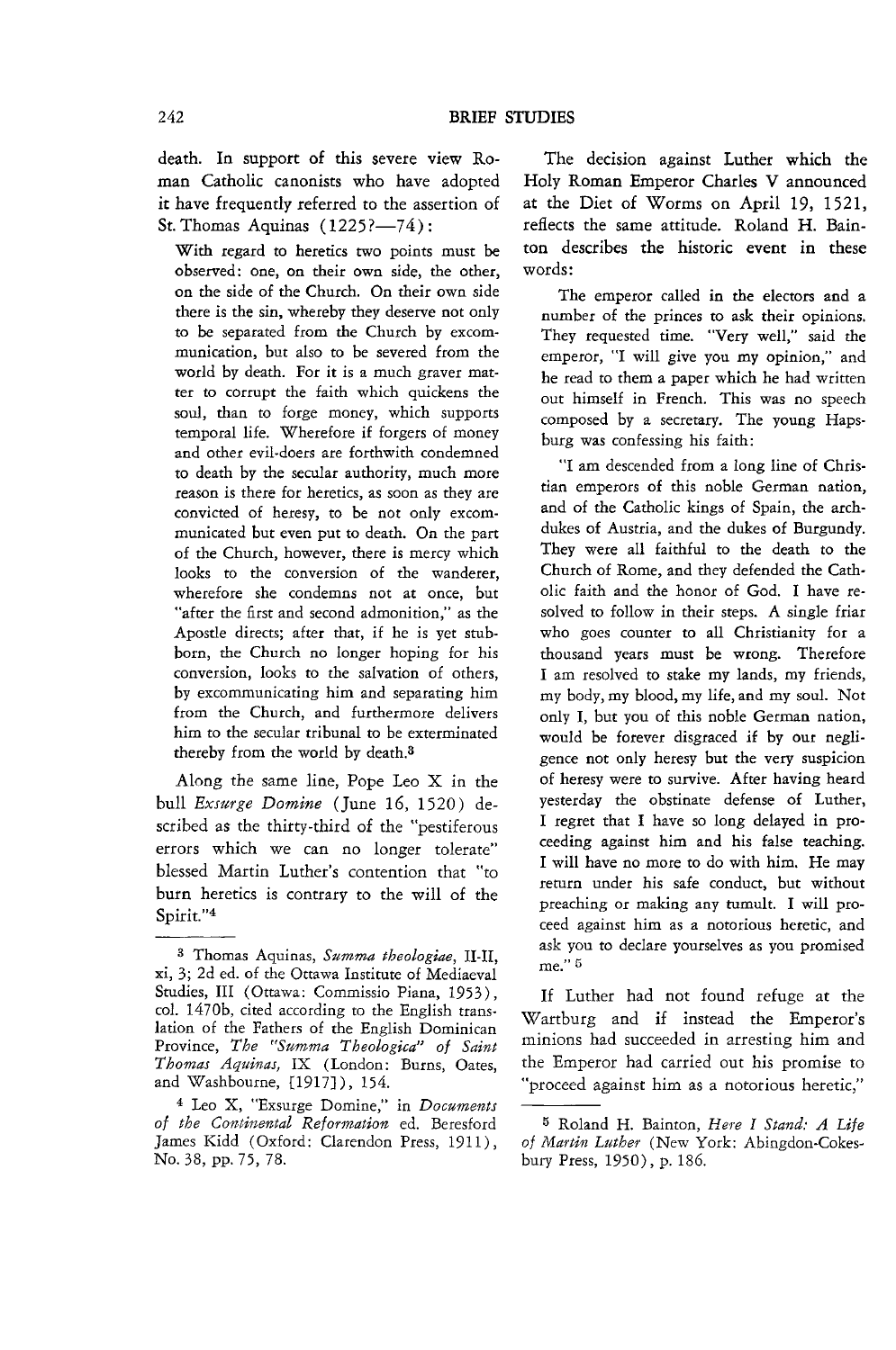death. In support of this severe view Roman Catholic canonists who have adopted it have frequently referred to the assertion of St. Thomas Aquinas (1225?—74):

> With regard to heretics two points must be observed: one, on their own side, the other, on the side of the Church. On their own side there is the sin, whereby they deserve not only to be separated from the Church by excommunication, but also to be severed from the world by death. For it is a much graver matter to corrupt the faith which quickens the soul, than to forge money, which supports temporal life. Wherefore if forgers of money and other evil-doers are forthwith condemned to death by the secular authority, much more reason is there for heretics, as soon as they are convicted of heresy, to be not only excommunicated but even put to death. On the part of the Church, however, there is mercy which looks to the conversion of the wanderer, wherefore she condemns not at once, but "after the first and second admonition," as the Apostle directs; after that, if he is yet stubborn, the Church no longer hoping for his conversion, looks to the salvation of others, by excommunicating him and separating him from the Church, and furthermore delivers him to the secular tribunal to be exterminated thereby from the world by death.[3]

Along the same line, Pope Leo X in the bull *Exsurge Domine* (June 16, 1520) described as the thirty-third of the "pestiferous errors which we can no longer tolerate" blessed Martin Luther's contention that "to burn heretics is contrary to the will of the Spirit."[4]

The decision against Luther which the Holy Roman Emperor Charles V announced at the Diet of Worms on April 19, 1521, reflects the same attitude. Roland H. Bainton describes the historic event in these words:

> The emperor called in the electors and a number of the princes to ask their opinions. They requested time. "Very well," said the emperor, "I will give you my opinion," and he read to them a paper which he had written out himself in French. This was no speech composed by a secretary. The young Hapsburg was confessing his faith:
>
> "I am descended from a long line of Christian emperors of this noble German nation, and of the Catholic kings of Spain, the archdukes of Austria, and the dukes of Burgundy. They were all faithful to the death to the Church of Rome, and they defended the Catholic faith and the honor of God. I have resolved to follow in their steps. A single friar who goes counter to all Christianity for a thousand years must be wrong. Therefore I am resolved to stake my lands, my friends, my body, my blood, my life, and my soul. Not only I, but you of this noble German nation, would be forever disgraced if by our negligence not only heresy but the very suspicion of heresy were to survive. After having heard yesterday the obstinate defense of Luther, I regret that I have so long delayed in proceeding against him and his false teaching. I will have no more to do with him. He may return under his safe conduct, but without preaching or making any tumult. I will proceed against him as a notorious heretic, and ask you to declare yourselves as you promised me."[5]

If Luther had not found refuge at the Wartburg and if instead the Emperor's minions had succeeded in arresting him and the Emperor had carried out his promise to "proceed against him as a notorious heretic,"

---

[3] Thomas Aquinas, *Summa theologiae*, II-II, xi, 3; 2d ed. of the Ottawa Institute of Mediaeval Studies, III (Ottawa: Commissio Piana, 1953), col. 1470b, cited according to the English translation of the Fathers of the English Dominican Province, *The "Summa Theologica" of Saint Thomas Aquinas*, IX (London: Burns, Oates, and Washbourne, [1917]), 154.

[4] Leo X, "Exsurge Domine," in *Documents of the Continental Reformation* ed. Beresford James Kidd (Oxford: Clarendon Press, 1911), No. 38, pp. 75, 78.

[5] Roland H. Bainton, *Here I Stand: A Life of Martin Luther* (New York: Abingdon-Cokesbury Press, 1950), p. 186.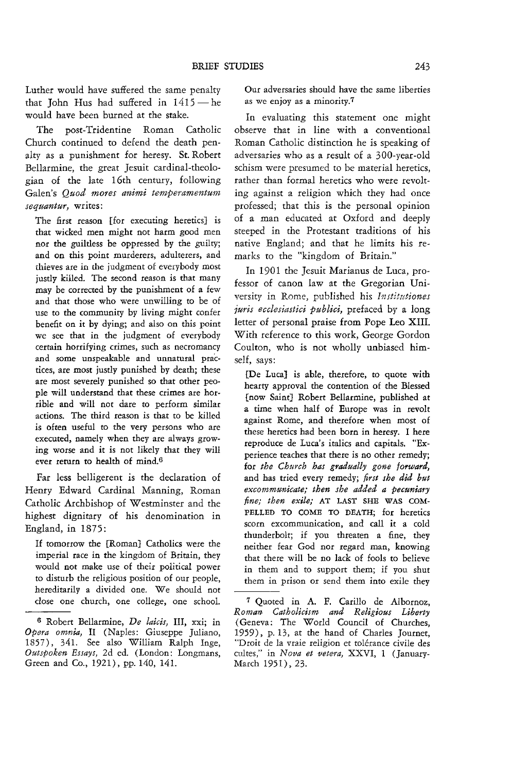Luther would have suffered the same penalty that John Hus had suffered in 1415 — he would have been burned at the stake.

The post-Tridentine Roman Catholic Church continued to defend the death penalty as a punishment for heresy. St. Robert Bellarmine, the great Jesuit cardinal-theologian of the late 16th century, following Galen's *Quod mores animi temperamentum sequantur*, writes:

> The first reason [for executing heretics] is that wicked men might not harm good men nor the guiltless be oppressed by the guilty; and on this point murderers, adulterers, and thieves are in the judgment of everybody most justly killed. The second reason is that many may be corrected by the punishment of a few and that those who were unwilling to be of use to the community by living might confer benefit on it by dying; and also on this point we see that in the judgment of everybody certain horrifying crimes, such as necromancy and some unspeakable and unnatural practices, are most justly punished by death; these are most severely punished so that other people will understand that these crimes are horrible and will not dare to perform similar actions. The third reason is that to be killed is often useful to the very persons who are executed, namely when they are always growing worse and it is not likely that they will ever return to health of mind.[6]

Far less belligerent is the declaration of Henry Edward Cardinal Manning, Roman Catholic Archbishop of Westminster and the highest dignitary of his denomination in England, in 1875:

> If tomorrow the [Roman] Catholics were the imperial race in the kingdom of Britain, they would not make use of their political power to disturb the religious position of our people, hereditarily a divided one. We should not close one church, one college, one school. Our adversaries should have the same liberties as we enjoy as a minority.[7]

In evaluating this statement one might observe that in line with a conventional Roman Catholic distinction he is speaking of adversaries who as a result of a 300-year-old schism were presumed to be material heretics, rather than formal heretics who were revolting against a religion which they had once professed; that this is the personal opinion of a man educated at Oxford and deeply steeped in the Protestant traditions of his native England; and that he limits his remarks to the "kingdom of Britain."

In 1901 the Jesuit Marianus de Luca, professor of canon law at the Gregorian University in Rome, published his *Institutiones juris ecclesiastici publici*, prefaced by a long letter of personal praise from Pope Leo XIII. With reference to this work, George Gordon Coulton, who is not wholly unbiased himself, says:

> [De Luca] is able, therefore, to quote with hearty approval the contention of the Blessed [now Saint] Robert Bellarmine, published at a time when half of Europe was in revolt against Rome, and therefore when most of these heretics had been born in heresy. I here reproduce de Luca's italics and capitals. "Experience teaches that there is no other remedy; for *the Church has gradually gone forward*, and has tried every remedy; *first she did but excommunicate; then she added a pecuniary fine; then exile;* AT LAST SHE WAS COMPELLED TO COME TO DEATH; for heretics scorn excommunication, and call it a cold thunderbolt; if you threaten a fine, they neither fear God nor regard man, knowing that there will be no lack of fools to believe in them and to support them; if you shut them in prison or send them into exile they

---

[6] Robert Bellarmine, *De laicis*, III, xxi; in *Opera omnia*, II (Naples: Giuseppe Juliano, 1857), 341. See also William Ralph Inge, *Outspoken Essays*, 2d ed. (London: Longmans, Green and Co., 1921), pp. 140, 141.

[7] Quoted in A. F. Carillo de Albornoz, *Roman Catholicism and Religious Liberty* (Geneva: The World Council of Churches, 1959), p. 13, at the hand of Charles Journet, "Droit de la vraie religion et tolérance civile des cultes," in *Nova et vetera*, XXVI, 1 (January-March 1951), 23.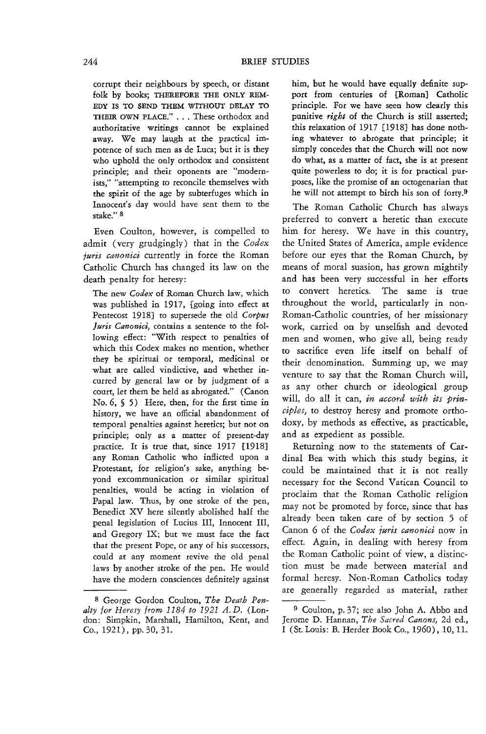corrupt their neighbours by speech, or distant folk by books; THEREFORE THE ONLY REMEDY IS TO SEND THEM WITHOUT DELAY TO THEIR OWN PLACE." . . . These orthodox and authoritative writings cannot be explained away. We may laugh at the practical impotence of such men as de Luca; but it is they who uphold the only orthodox and consistent principle; and their oponents are "modernists," "attempting to reconcile themselves with the spirit of the age by subterfuges which in Innocent's day would have sent them to the stake." [8]

Even Coulton, however, is compelled to admit (very grudgingly) that in the *Codex juris canonici* currently in force the Roman Catholic Church has changed its law on the death penalty for heresy:

> The new *Codex* of Roman Church law, which was published in 1917, [going into effect at Pentecost 1918] to supersede the old *Corpus Juris Canonici,* contains a sentence to the following effect: "With respect to penalties of which this Codex makes no mention, whether they be spiritual or temporal, medicinal or what are called vindictive, and whether incurred by general law or by judgment of a court, let them be held as abrogated." (Canon No. 6, § 5) Here, then, for the first time in history, we have an official abandonment of temporal penalties against heretics; but not on principle; only as a matter of present-day practice. It is true that, since 1917 [1918] any Roman Catholic who inflicted upon a Protestant, for religion's sake, anything beyond excommunication or similar spiritual penalties, would be acting in violation of Papal law. Thus, by one stroke of the pen, Benedict XV here silently abolished half the penal legislation of Lucius III, Innocent III, and Gregory IX; but we must face the fact that the present Pope, or any of his successors, could at any moment revive the old penal laws by another stroke of the pen. He would have the modern consciences definitely against him, but he would have equally definite support from centuries of [Roman] Catholic principle. For we have seen how clearly this punitive *right* of the Church is still asserted; this relaxation of 1917 [1918] has done nothing whatever to abrogate that principle; it simply concedes that the Church will not now do what, as a matter of fact, she is at present quite powerless to do; it is for practical purposes, like the promise of an octogenarian that he will not attempt to birch his son of forty.[9]

The Roman Catholic Church has always preferred to convert a heretic than execute him for heresy. We have in this country, the United States of America, ample evidence before our eyes that the Roman Church, by means of moral suasion, has grown mightily and has been very successful in her efforts to convert heretics. The same is true throughout the world, particularly in non-Roman-Catholic countries, of her missionary work, carried on by unselfish and devoted men and women, who give all, being ready to sacrifice even life itself on behalf of their denomination. Summing up, we may venture to say that the Roman Church will, as any other church or ideological group will, do all it can, *in accord with its principles,* to destroy heresy and promote orthodoxy, by methods as effective, as practicable, and as expedient as possible.

Returning now to the statements of Cardinal Bea with which this study begins, it could be maintained that it is not really necessary for the Second Vatican Council to proclaim that the Roman Catholic religion may not be promoted by force, since that has already been taken care of by section 5 of Canon 6 of the *Codex juris canonici* now in effect. Again, in dealing with heresy from the Roman Catholic point of view, a distinction must be made between material and formal heresy. Non-Roman Catholics today are generally regarded as material, rather

---

[8] George Gordon Coulton, *The Death Penalty for Heresy from 1184 to 1921 A. D.* (London: Simpkin, Marshall, Hamilton, Kent, and Co., 1921), pp. 30, 31.

[9] Coulton, p. 37; see also John A. Abbo and Jerome D. Hannan, *The Sacred Canons,* 2d ed., I (St. Louis: B. Herder Book Co., 1960), 10, 11.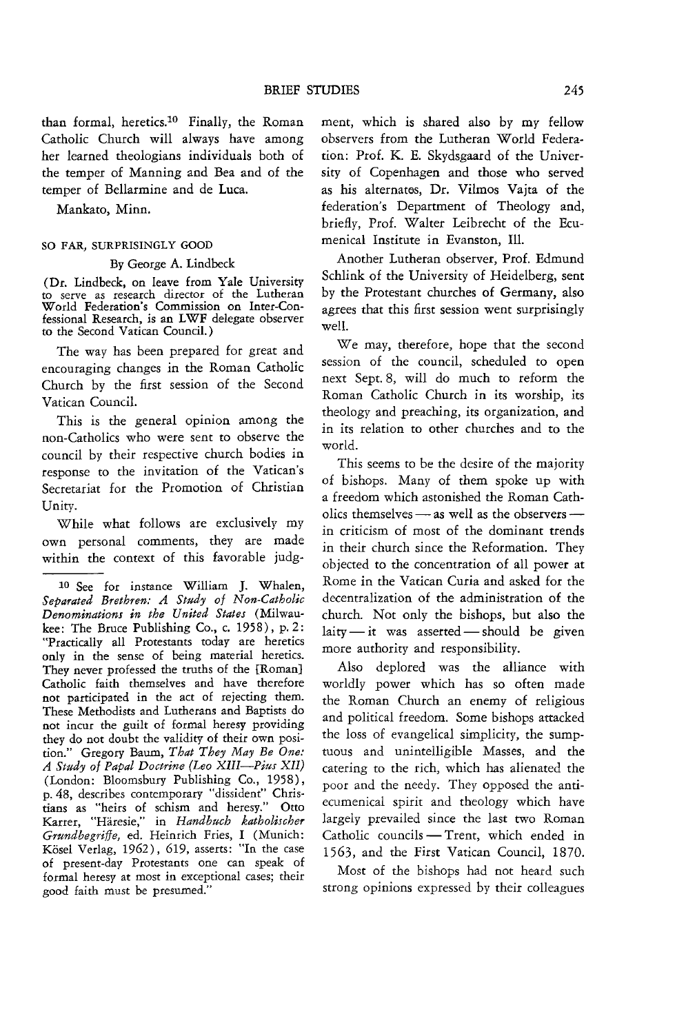than formal, heretics.[10] Finally, the Roman Catholic Church will always have among her learned theologians individuals both of the temper of Manning and Bea and of the temper of Bellarmine and de Luca.

Mankato, Minn.

## SO FAR, SURPRISINGLY GOOD

By George A. Lindbeck

(Dr. Lindbeck, on leave from Yale University to serve as research director of the Lutheran World Federation's Commission on Inter-Confessional Research, is an LWF delegate observer to the Second Vatican Council.)

The way has been prepared for great and encouraging changes in the Roman Catholic Church by the first session of the Second Vatican Council.

This is the general opinion among the non-Catholics who were sent to observe the council by their respective church bodies in response to the invitation of the Vatican's Secretariat for the Promotion of Christian Unity.

While what follows are exclusively my own personal comments, they are made within the context of this favorable judgment, which is shared also by my fellow observers from the Lutheran World Federation: Prof. K. E. Skydsgaard of the University of Copenhagen and those who served as his alternates, Dr. Vilmos Vajta of the federation's Department of Theology and, briefly, Prof. Walter Leibrecht of the Ecumenical Institute in Evanston, Ill.

Another Lutheran observer, Prof. Edmund Schlink of the University of Heidelberg, sent by the Protestant churches of Germany, also agrees that this first session went surprisingly well.

We may, therefore, hope that the second session of the council, scheduled to open next Sept. 8, will do much to reform the Roman Catholic Church in its worship, its theology and preaching, its organization, and in its relation to other churches and to the world.

This seems to be the desire of the majority of bishops. Many of them spoke up with a freedom which astonished the Roman Catholics themselves — as well as the observers — in criticism of most of the dominant trends in their church since the Reformation. They objected to the concentration of all power at Rome in the Vatican Curia and asked for the decentralization of the administration of the church. Not only the bishops, but also the laity — it was asserted — should be given more authority and responsibility.

Also deplored was the alliance with worldly power which has so often made the Roman Church an enemy of religious and political freedom. Some bishops attacked the loss of evangelical simplicity, the sumptuous and unintelligible Masses, and the catering to the rich, which has alienated the poor and the needy. They opposed the anti-ecumenical spirit and theology which have largely prevailed since the last two Roman Catholic councils — Trent, which ended in 1563, and the First Vatican Council, 1870.

Most of the bishops had not heard such strong opinions expressed by their colleagues

---

[10] See for instance William J. Whalen, *Separated Brethren: A Study of Non-Catholic Denominations in the United States* (Milwaukee: The Bruce Publishing Co., c. 1958), p. 2: "Practically all Protestants today are heretics only in the sense of being material heretics. They never professed the truths of the [Roman] Catholic faith themselves and have therefore not participated in the act of rejecting them. These Methodists and Lutherans and Baptists do not incur the guilt of formal heresy providing they do not doubt the validity of their own position." Gregory Baum, *That They May Be One: A Study of Papal Doctrine (Leo XIII—Pius XII)* (London: Bloomsbury Publishing Co., 1958), p. 48, describes contemporary "dissident" Christians as "heirs of schism and heresy." Otto Karrer, "Häresie," in *Handbuch katholischer Grundbegriffe*, ed. Heinrich Fries, I (Munich: Kösel Verlag, 1962), 619, asserts: "In the case of present-day Protestants one can speak of formal heresy at most in exceptional cases; their good faith must be presumed."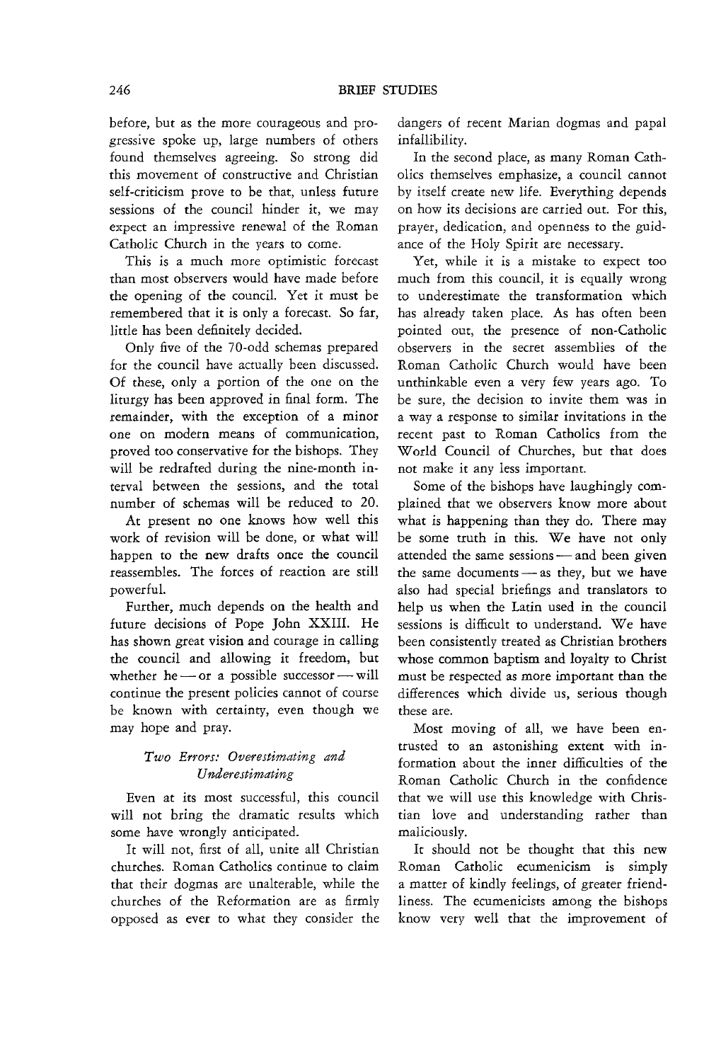before, but as the more courageous and progressive spoke up, large numbers of others found themselves agreeing. So strong did this movement of constructive and Christian self-criticism prove to be that, unless future sessions of the council hinder it, we may expect an impressive renewal of the Roman Catholic Church in the years to come.

This is a much more optimistic forecast than most observers would have made before the opening of the council. Yet it must be remembered that it is only a forecast. So far, little has been definitely decided.

Only five of the 70-odd schemas prepared for the council have actually been discussed. Of these, only a portion of the one on the liturgy has been approved in final form. The remainder, with the exception of a minor one on modern means of communication, proved too conservative for the bishops. They will be redrafted during the nine-month interval between the sessions, and the total number of schemas will be reduced to 20.

At present no one knows how well this work of revision will be done, or what will happen to the new drafts once the council reassembles. The forces of reaction are still powerful.

Further, much depends on the health and future decisions of Pope John XXIII. He has shown great vision and courage in calling the council and allowing it freedom, but whether he — or a possible successor — will continue the present policies cannot of course be known with certainty, even though we may hope and pray.

### *Two Errors: Overestimating and Underestimating*

Even at its most successful, this council will not bring the dramatic results which some have wrongly anticipated.

It will not, first of all, unite all Christian churches. Roman Catholics continue to claim that their dogmas are unalterable, while the churches of the Reformation are as firmly opposed as ever to what they consider the dangers of recent Marian dogmas and papal infallibility.

In the second place, as many Roman Catholics themselves emphasize, a council cannot by itself create new life. Everything depends on how its decisions are carried out. For this, prayer, dedication, and openness to the guidance of the Holy Spirit are necessary.

Yet, while it is a mistake to expect too much from this council, it is equally wrong to underestimate the transformation which has already taken place. As has often been pointed out, the presence of non-Catholic observers in the secret assemblies of the Roman Catholic Church would have been unthinkable even a very few years ago. To be sure, the decision to invite them was in a way a response to similar invitations in the recent past to Roman Catholics from the World Council of Churches, but that does not make it any less important.

Some of the bishops have laughingly complained that we observers know more about what is happening than they do. There may be some truth in this. We have not only attended the same sessions — and been given the same documents — as they, but we have also had special briefings and translators to help us when the Latin used in the council sessions is difficult to understand. We have been consistently treated as Christian brothers whose common baptism and loyalty to Christ must be respected as more important than the differences which divide us, serious though these are.

Most moving of all, we have been entrusted to an astonishing extent with information about the inner difficulties of the Roman Catholic Church in the confidence that we will use this knowledge with Christian love and understanding rather than maliciously.

It should not be thought that this new Roman Catholic ecumenicism is simply a matter of kindly feelings, of greater friendliness. The ecumenicists among the bishops know very well that the improvement of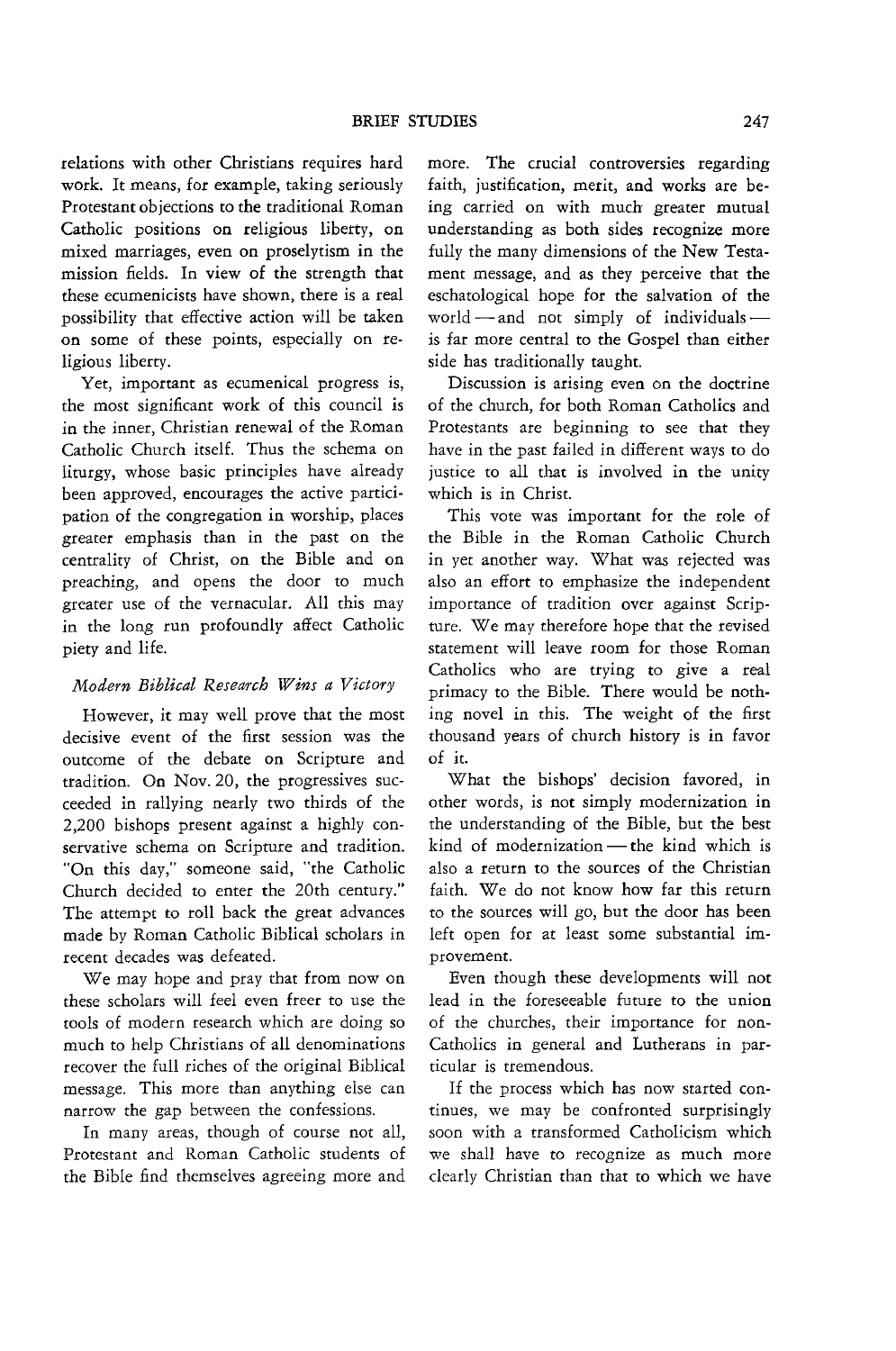relations with other Christians requires hard work. It means, for example, taking seriously Protestant objections to the traditional Roman Catholic positions on religious liberty, on mixed marriages, even on proselytism in the mission fields. In view of the strength that these ecumenicists have shown, there is a real possibility that effective action will be taken on some of these points, especially on religious liberty.

Yet, important as ecumenical progress is, the most significant work of this council is in the inner, Christian renewal of the Roman Catholic Church itself. Thus the schema on liturgy, whose basic principles have already been approved, encourages the active participation of the congregation in worship, places greater emphasis than in the past on the centrality of Christ, on the Bible and on preaching, and opens the door to much greater use of the vernacular. All this may in the long run profoundly affect Catholic piety and life.

### *Modern Biblical Research Wins a Victory*

However, it may well prove that the most decisive event of the first session was the outcome of the debate on Scripture and tradition. On Nov. 20, the progressives succeeded in rallying nearly two thirds of the 2,200 bishops present against a highly conservative schema on Scripture and tradition. "On this day," someone said, "the Catholic Church decided to enter the 20th century." The attempt to roll back the great advances made by Roman Catholic Biblical scholars in recent decades was defeated.

We may hope and pray that from now on these scholars will feel even freer to use the tools of modern research which are doing so much to help Christians of all denominations recover the full riches of the original Biblical message. This more than anything else can narrow the gap between the confessions.

In many areas, though of course not all, Protestant and Roman Catholic students of the Bible find themselves agreeing more and more. The crucial controversies regarding faith, justification, merit, and works are being carried on with much greater mutual understanding as both sides recognize more fully the many dimensions of the New Testament message, and as they perceive that the eschatological hope for the salvation of the world — and not simply of individuals — is far more central to the Gospel than either side has traditionally taught.

Discussion is arising even on the doctrine of the church, for both Roman Catholics and Protestants are beginning to see that they have in the past failed in different ways to do justice to all that is involved in the unity which is in Christ.

This vote was important for the role of the Bible in the Roman Catholic Church in yet another way. What was rejected was also an effort to emphasize the independent importance of tradition over against Scripture. We may therefore hope that the revised statement will leave room for those Roman Catholics who are trying to give a real primacy to the Bible. There would be nothing novel in this. The weight of the first thousand years of church history is in favor of it.

What the bishops' decision favored, in other words, is not simply modernization in the understanding of the Bible, but the best kind of modernization — the kind which is also a return to the sources of the Christian faith. We do not know how far this return to the sources will go, but the door has been left open for at least some substantial improvement.

Even though these developments will not lead in the foreseeable future to the union of the churches, their importance for non-Catholics in general and Lutherans in particular is tremendous.

If the process which has now started continues, we may be confronted surprisingly soon with a transformed Catholicism which we shall have to recognize as much more clearly Christian than that to which we have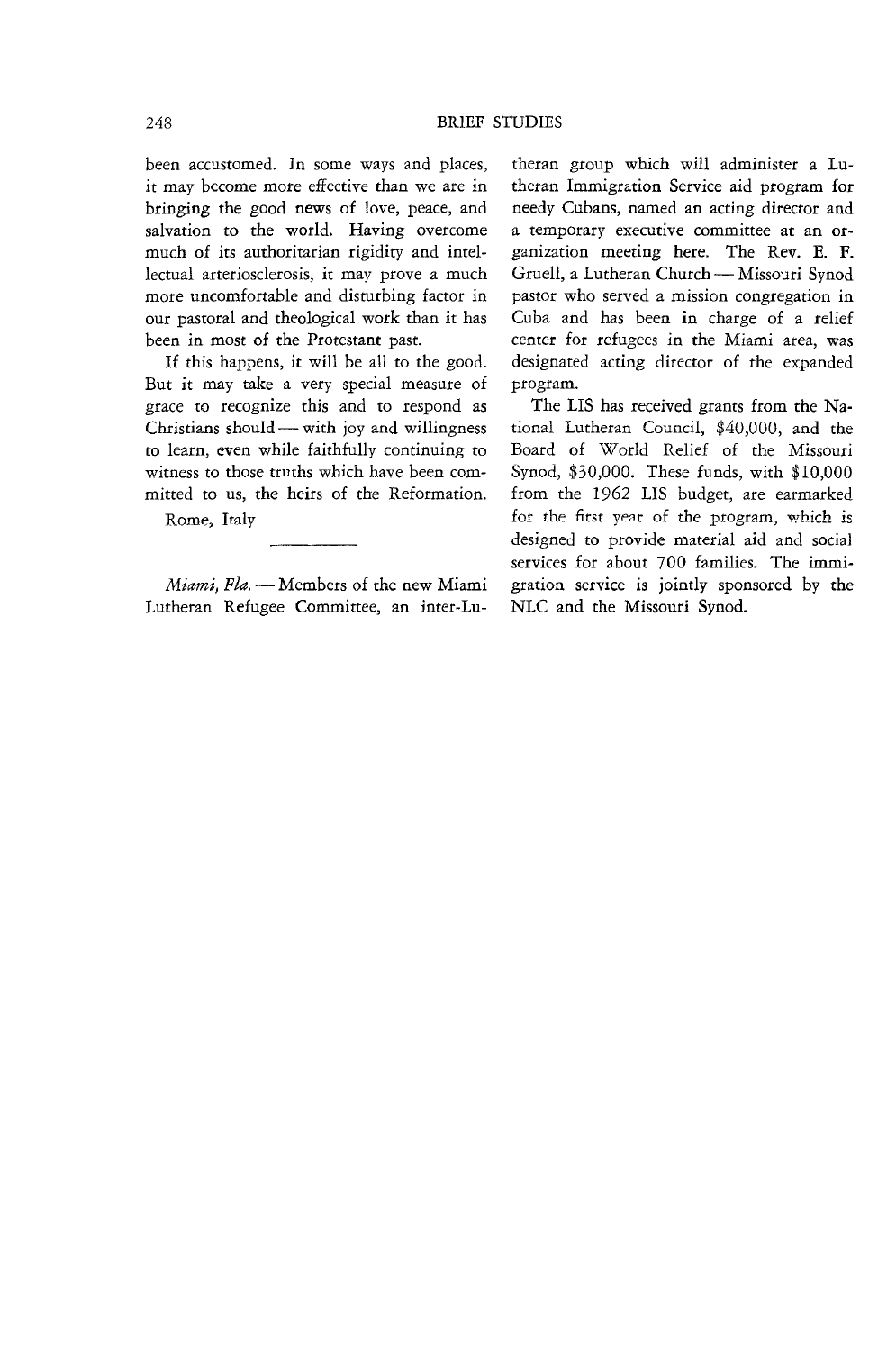been accustomed. In some ways and places, it may become more effective than we are in bringing the good news of love, peace, and salvation to the world. Having overcome much of its authoritarian rigidity and intellectual arteriosclerosis, it may prove a much more uncomfortable and disturbing factor in our pastoral and theological work than it has been in most of the Protestant past.

If this happens, it will be all to the good. But it may take a very special measure of grace to recognize this and to respond as Christians should — with joy and willingness to learn, even while faithfully continuing to witness to those truths which have been committed to us, the heirs of the Reformation.

Rome, Italy

---

*Miami, Fla.* — Members of the new Miami Lutheran Refugee Committee, an inter-Lutheran group which will administer a Lutheran Immigration Service aid program for needy Cubans, named an acting director and a temporary executive committee at an organization meeting here. The Rev. E. F. Gruell, a Lutheran Church — Missouri Synod pastor who served a mission congregation in Cuba and has been in charge of a relief center for refugees in the Miami area, was designated acting director of the expanded program.

The LIS has received grants from the National Lutheran Council, $40,000, and the Board of World Relief of the Missouri Synod, $30,000. These funds, with $10,000 from the 1962 LIS budget, are earmarked for the first year of the program, which is designed to provide material aid and social services for about 700 families. The immigration service is jointly sponsored by the NLC and the Missouri Synod.